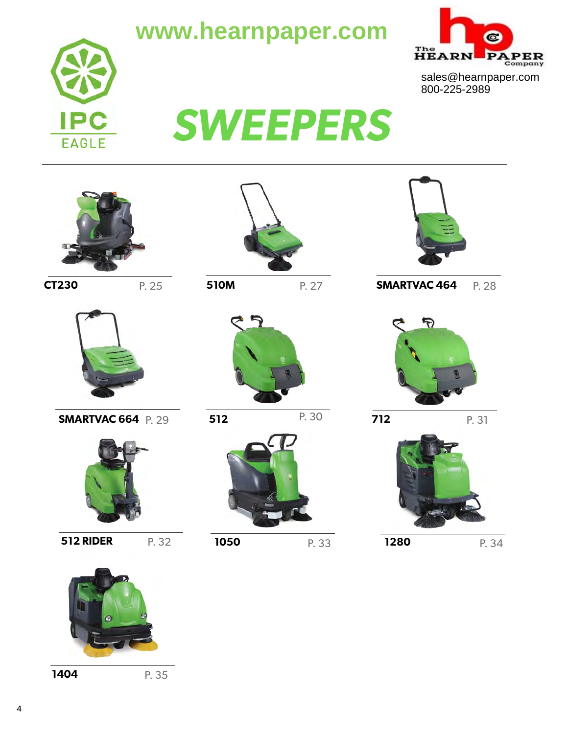www.hearnpaper.com

The HEARN PAPER Company

sales@hearnpaper.com
800-225-2989

IPC EAGLE

# SWEEPERS

| Model | Page |
| --- | --- |
| CT230 | P. 25 |
| 510M | P. 27 |
| SMARTVAC 464 | P. 28 |
| SMARTVAC 664 | P. 29 |
| 512 | P. 30 |
| 712 | P. 31 |
| 512 RIDER | P. 32 |
| 1050 | P. 33 |
| 1280 | P. 34 |
| 1404 | P. 35 |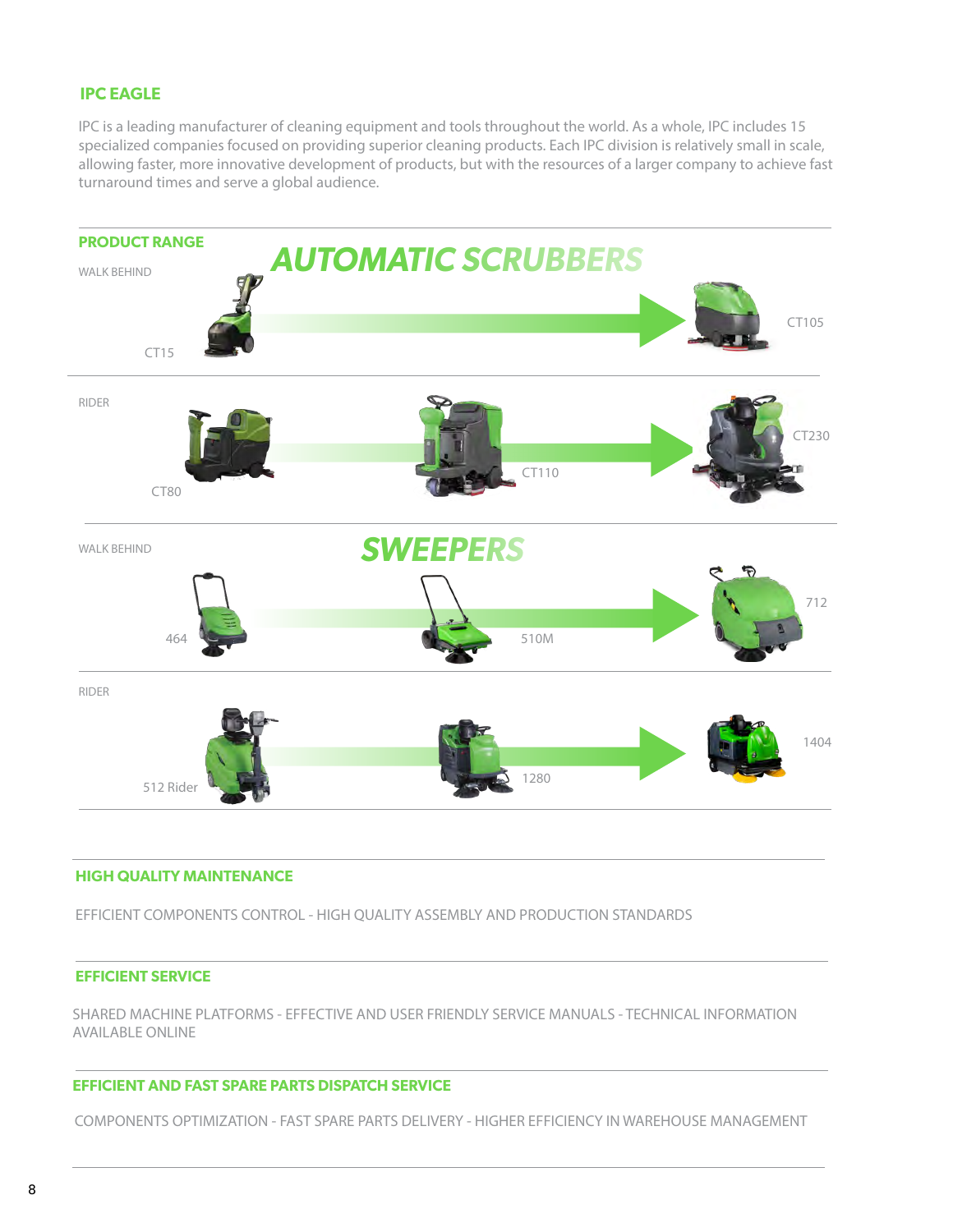## IPC EAGLE

IPC is a leading manufacturer of cleaning equipment and tools throughout the world. As a whole, IPC includes 15 specialized companies focused on providing superior cleaning products. Each IPC division is relatively small in scale, allowing faster, more innovative development of products, but with the resources of a larger company to achieve fast turnaround times and serve a global audience.

### PRODUCT RANGE

#### *AUTOMATIC SCRUBBERS*

WALK BEHIND

CT15 → CT105

RIDER

CT80 → CT110 → CT230

#### *SWEEPERS*

WALK BEHIND

464 → 510M → 712

RIDER

512 Rider → 1280 → 1404

### HIGH QUALITY MAINTENANCE

EFFICIENT COMPONENTS CONTROL - HIGH QUALITY ASSEMBLY AND PRODUCTION STANDARDS

### EFFICIENT SERVICE

SHARED MACHINE PLATFORMS - EFFECTIVE AND USER FRIENDLY SERVICE MANUALS - TECHNICAL INFORMATION AVAILABLE ONLINE

### EFFICIENT AND FAST SPARE PARTS DISPATCH SERVICE

COMPONENTS OPTIMIZATION - FAST SPARE PARTS DELIVERY - HIGHER EFFICIENCY IN WAREHOUSE MANAGEMENT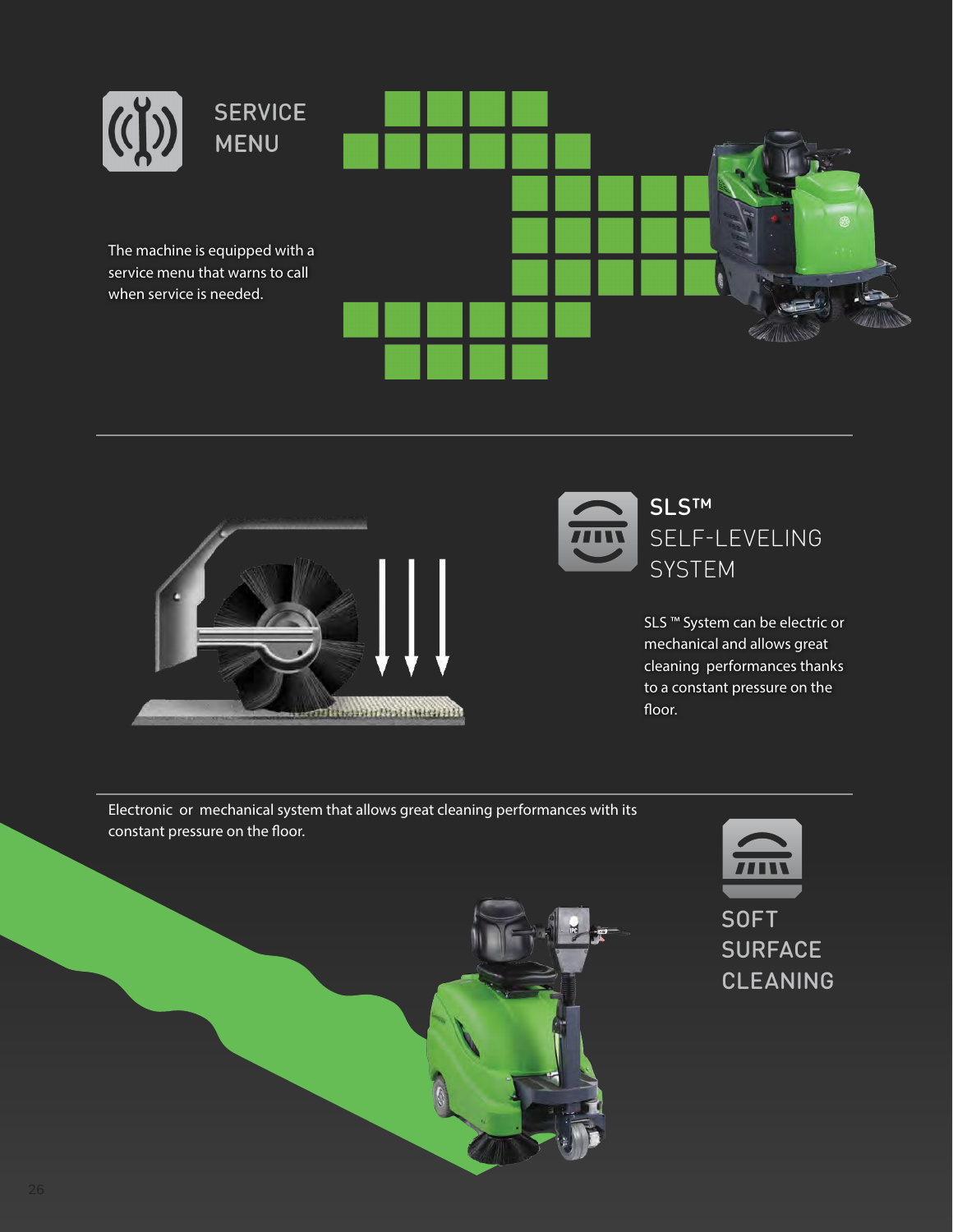## SERVICE MENU

The machine is equipped with a service menu that warns to call when service is needed.

## SLS™ SELF-LEVELING SYSTEM

SLS ™ System can be electric or mechanical and allows great cleaning performances thanks to a constant pressure on the floor.

Electronic or mechanical system that allows great cleaning performances with its constant pressure on the floor.

## SOFT SURFACE CLEANING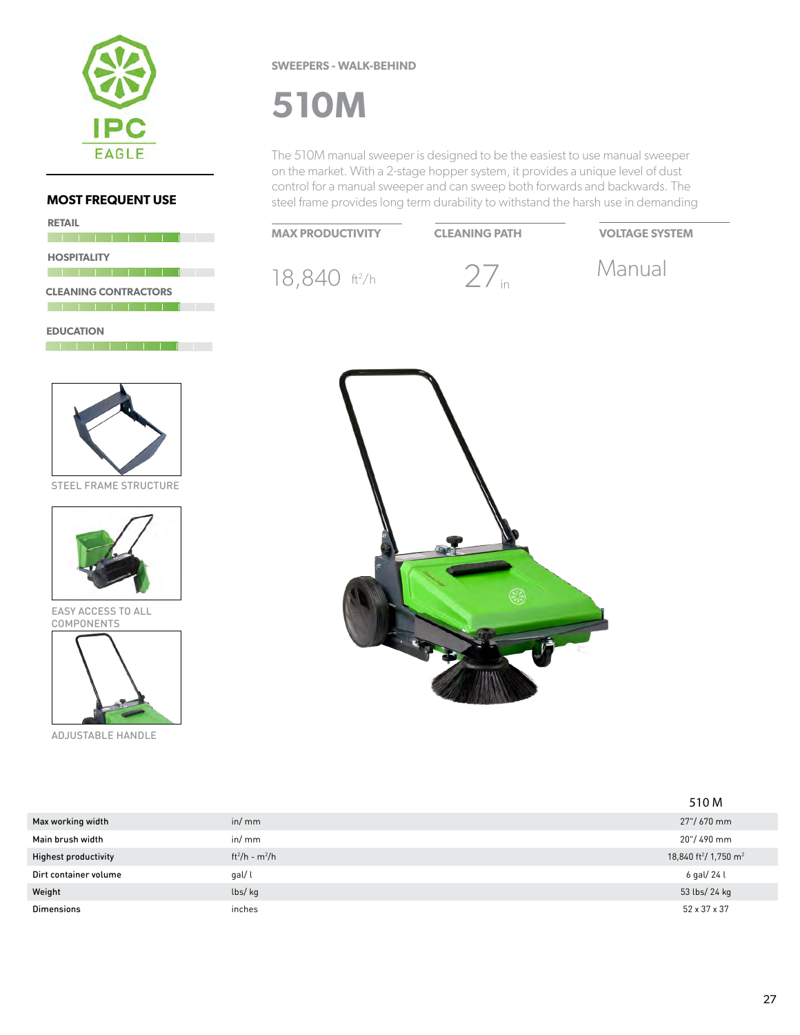IPC EAGLE

### MOST FREQUENT USE

RETAIL

HOSPITALITY

CLEANING CONTRACTORS

EDUCATION

SWEEPERS - WALK-BEHIND

# 510M

The 510M manual sweeper is designed to be the easiest to use manual sweeper on the market. With a 2-stage hopper system, it provides a unique level of dust control for a manual sweeper and can sweep both forwards and backwards. The steel frame provides long term durability to withstand the harsh use in demanding

| MAX PRODUCTIVITY | CLEANING PATH | VOLTAGE SYSTEM |
|---|---|---|
| 18,840 $ft^2/h$ | 27 in | Manual |

STEEL FRAME STRUCTURE

EASY ACCESS TO ALL COMPONENTS

ADJUSTABLE HANDLE

| | | 510 M |
|---|---|---|
| Max working width | in/ mm | 27"/ 670 mm |
| Main brush width | in/ mm | 20"/ 490 mm |
| Highest productivity | $ft^2/h$ - $m^2/h$ | 18,840 $ft^2$/ 1,750 $m^2$ |
| Dirt container volume | gal/ l | 6 gal/ 24 l |
| Weight | lbs/ kg | 53 lbs/ 24 kg |
| Dimensions | inches | 52 x 37 x 37 |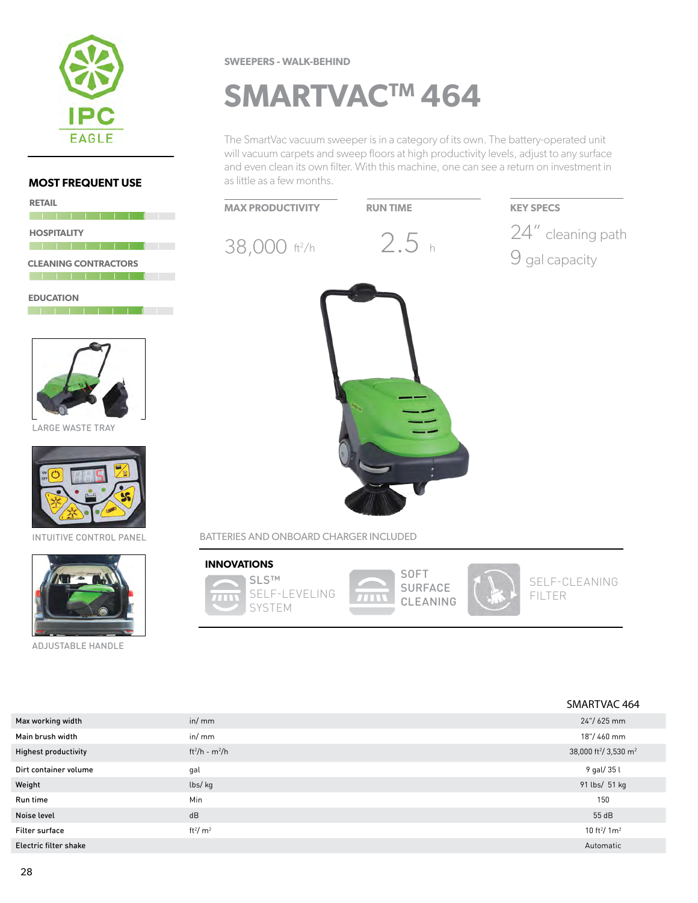IPC EAGLE

SWEEPERS - WALK-BEHIND

# SMARTVAC™ 464

The SmartVac vacuum sweeper is in a category of its own. The battery-operated unit will vacuum carpets and sweep floors at high productivity levels, adjust to any surface and even clean its own filter. With this machine, one can see a return on investment in as little as a few months.

## MOST FREQUENT USE

- RETAIL
- HOSPITALITY
- CLEANING CONTRACTORS
- EDUCATION

**MAX PRODUCTIVITY**

38,000 $ft^2/h$

**RUN TIME**

2.5 h

**KEY SPECS**

24″ cleaning path

9 gal capacity

LARGE WASTE TRAY

INTUITIVE CONTROL PANEL

ADJUSTABLE HANDLE

BATTERIES AND ONBOARD CHARGER INCLUDED

**INNOVATIONS**

- SLS™ SELF-LEVELING SYSTEM
- SOFT SURFACE CLEANING
- SELF-CLEANING FILTER

| | | SMARTVAC 464 |
|---|---|---|
| Max working width | in/ mm | 24"/ 625 mm |
| Main brush width | in/ mm | 18"/ 460 mm |
| Highest productivity | $ft^2/h$ - $m^2/h$ | 38,000 $ft^2$/ 3,530 $m^2$ |
| Dirt container volume | gal | 9 gal/ 35 l |
| Weight | lbs/ kg | 91 lbs/ 51 kg |
| Run time | Min | 150 |
| Noise level | dB | 55 dB |
| Filter surface | $ft^2$/ $m^2$ | 10 $ft^2$/ 1$m^2$ |
| Electric filter shake | | Automatic |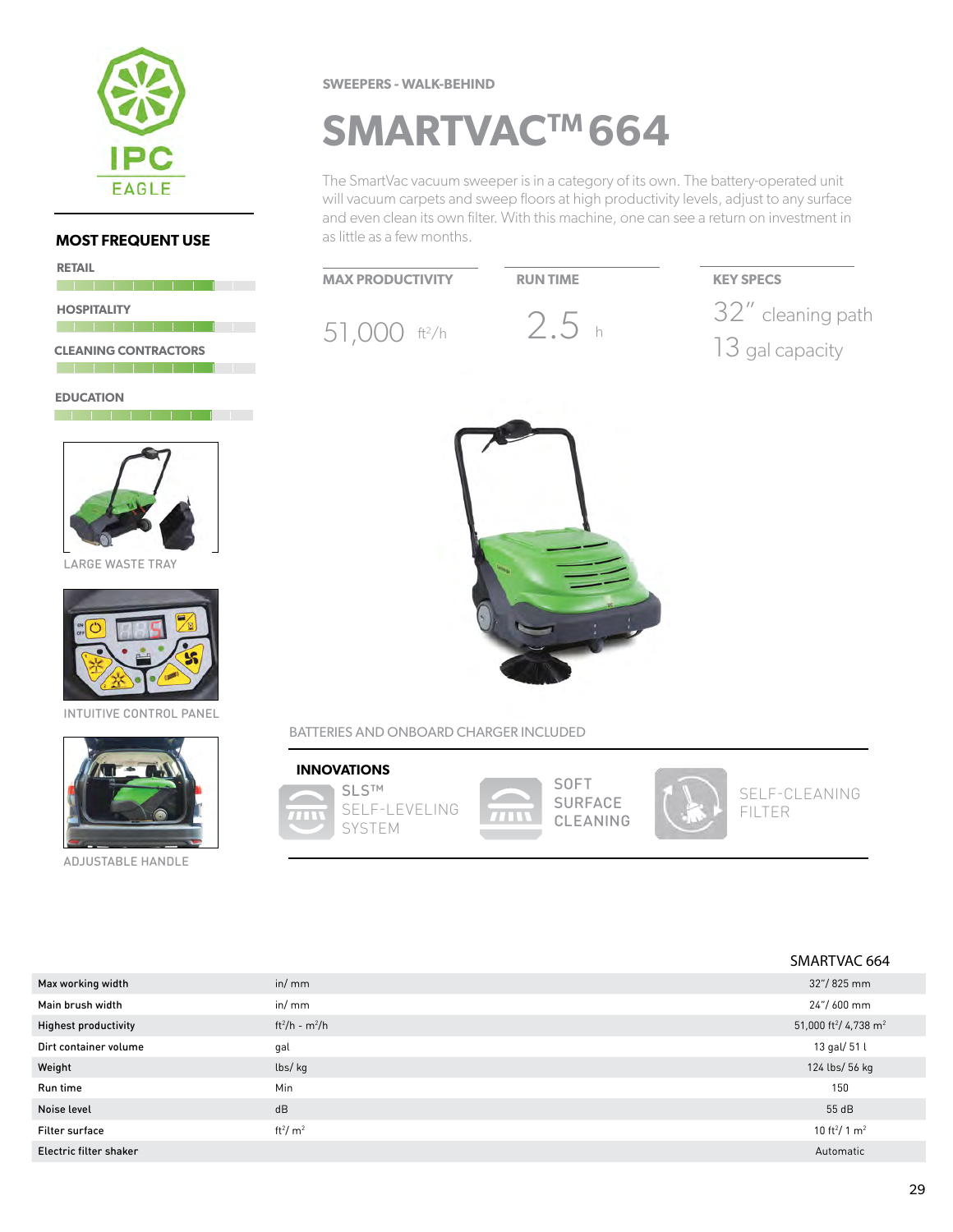IPC EAGLE

## MOST FREQUENT USE

RETAIL

HOSPITALITY

CLEANING CONTRACTORS

EDUCATION

LARGE WASTE TRAY

INTUITIVE CONTROL PANEL

ADJUSTABLE HANDLE

SWEEPERS - WALK-BEHIND

# SMARTVAC™ 664

The SmartVac vacuum sweeper is in a category of its own. The battery-operated unit will vacuum carpets and sweep floors at high productivity levels, adjust to any surface and even clean its own filter. With this machine, one can see a return on investment in as little as a few months.

**MAX PRODUCTIVITY**

51,000 $ft^2/h$

**RUN TIME**

2.5 h

**KEY SPECS**

32″ cleaning path

13 gal capacity

BATTERIES AND ONBOARD CHARGER INCLUDED

**INNOVATIONS**

- SLS™ SELF-LEVELING SYSTEM
- SOFT SURFACE CLEANING
- SELF-CLEANING FILTER

| | | SMARTVAC 664 |
|---|---|---|
| Max working width | in/ mm | 32"/ 825 mm |
| Main brush width | in/ mm | 24"/ 600 mm |
| Highest productivity | $ft^2/h$ - $m^2/h$ | 51,000 $ft^2$/ 4,738 $m^2$ |
| Dirt container volume | gal | 13 gal/ 51 l |
| Weight | lbs/ kg | 124 lbs/ 56 kg |
| Run time | Min | 150 |
| Noise level | dB | 55 dB |
| Filter surface | $ft^2$/ $m^2$ | 10 $ft^2$/ 1 $m^2$ |
| Electric filter shaker | | Automatic |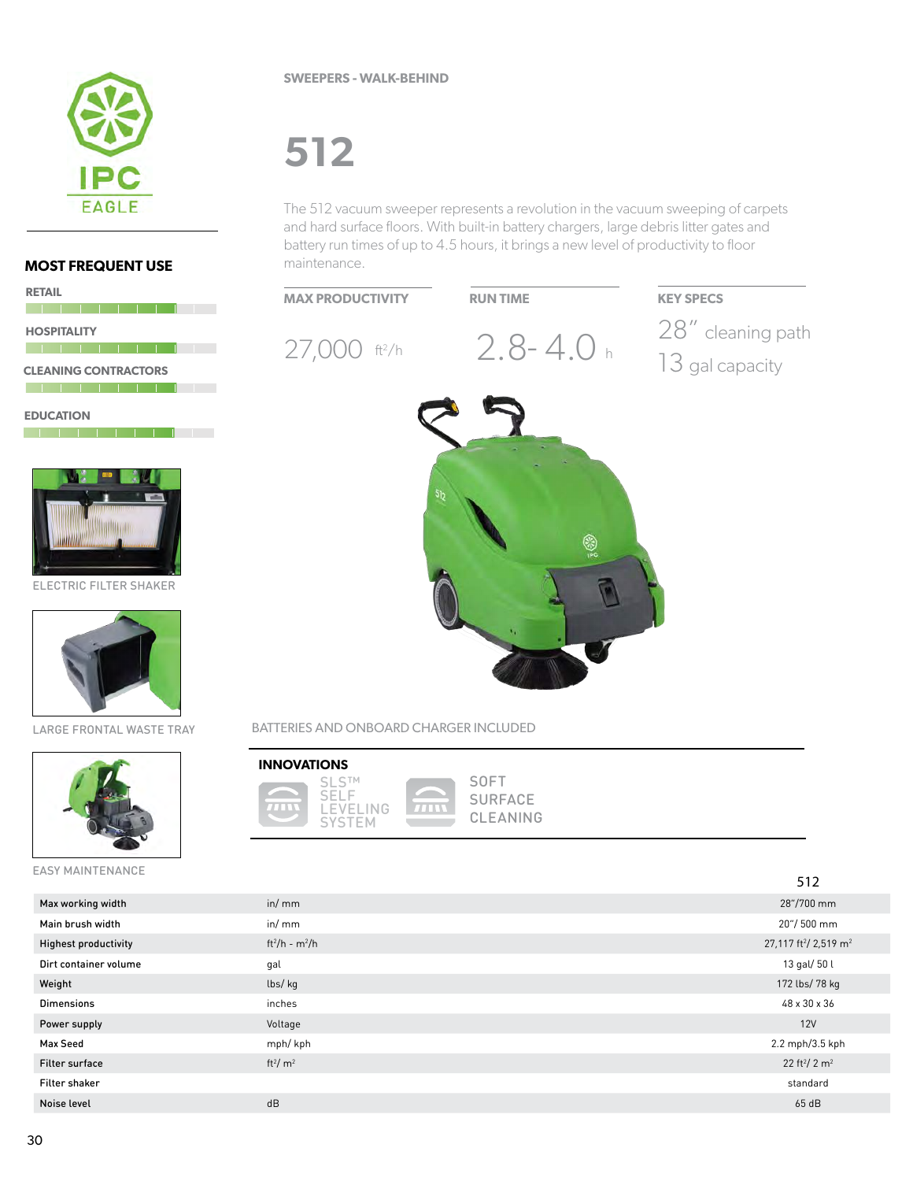IPC EAGLE

## MOST FREQUENT USE

RETAIL

HOSPITALITY

CLEANING CONTRACTORS

EDUCATION

ELECTRIC FILTER SHAKER

LARGE FRONTAL WASTE TRAY

EASY MAINTENANCE

SWEEPERS - WALK-BEHIND

# 512

The 512 vacuum sweeper represents a revolution in the vacuum sweeping of carpets and hard surface floors. With built-in battery chargers, large debris litter gates and battery run times of up to 4.5 hours, it brings a new level of productivity to floor maintenance.

**MAX PRODUCTIVITY**

27,000 ft²/h

**RUN TIME**

2.8- 4.0 h

**KEY SPECS**

28" cleaning path

13 gal capacity

BATTERIES AND ONBOARD CHARGER INCLUDED

**INNOVATIONS**

SLS™ SELF LEVELING SYSTEM

SOFT SURFACE CLEANING

| | | 512 |
|---|---|---|
| Max working width | in/ mm | 28"/700 mm |
| Main brush width | in/ mm | 20"/ 500 mm |
| Highest productivity | ft²/h - m²/h | 27,117 ft²/ 2,519 m² |
| Dirt container volume | gal | 13 gal/ 50 l |
| Weight | lbs/ kg | 172 lbs/ 78 kg |
| Dimensions | inches | 48 x 30 x 36 |
| Power supply | Voltage | 12V |
| Max Seed | mph/ kph | 2.2 mph/3.5 kph |
| Filter surface | ft²/ m² | 22 ft²/ 2 m² |
| Filter shaker | | standard |
| Noise level | dB | 65 dB |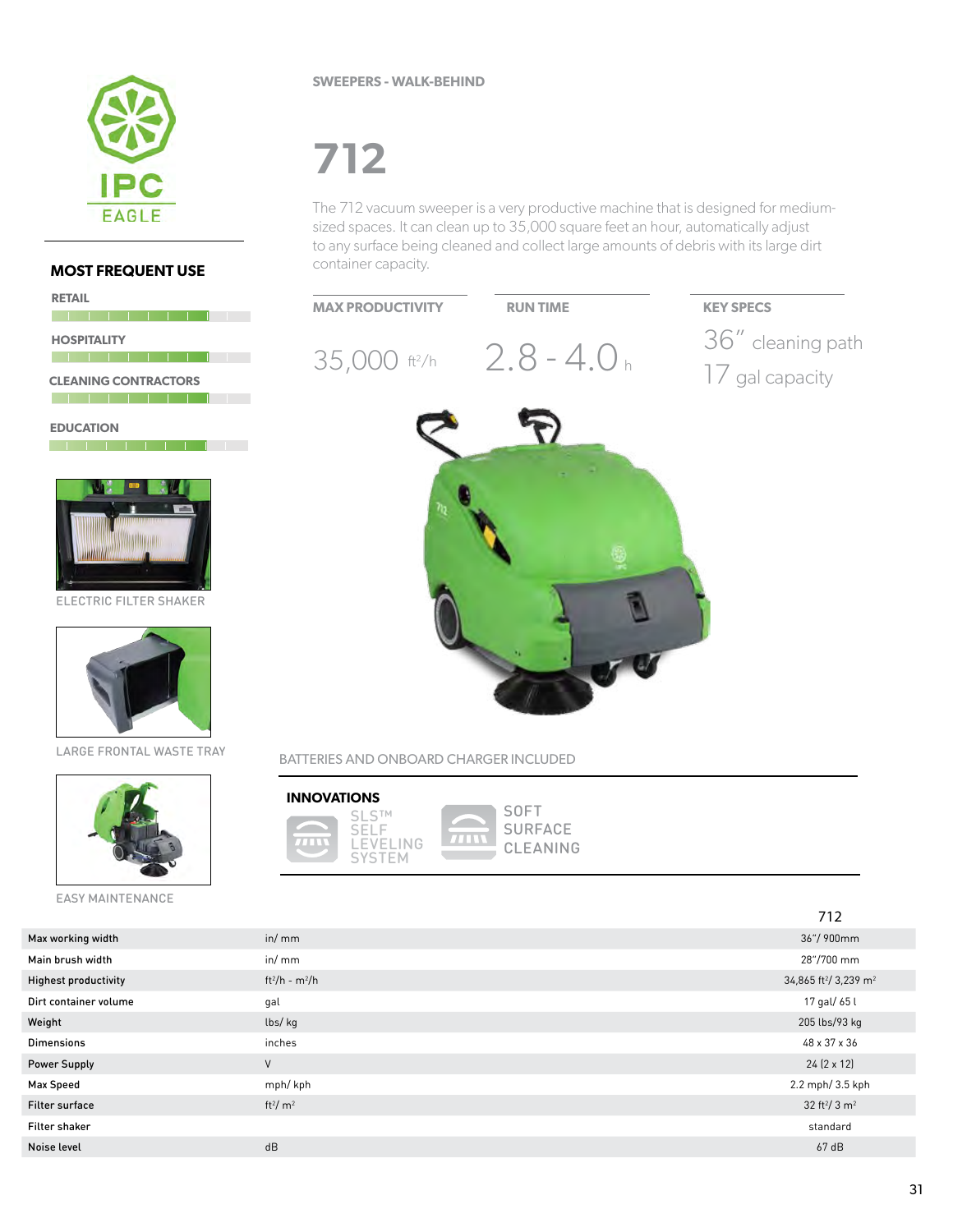SWEEPERS - WALK-BEHIND

# 712

The 712 vacuum sweeper is a very productive machine that is designed for medium-sized spaces. It can clean up to 35,000 square feet an hour, automatically adjust to any surface being cleaned and collect large amounts of debris with its large dirt container capacity.

## MOST FREQUENT USE

- RETAIL
- HOSPITALITY
- CLEANING CONTRACTORS
- EDUCATION

**MAX PRODUCTIVITY**

35,000 ft²/h

**RUN TIME**

2.8 - 4.0 h

**KEY SPECS**

36″ cleaning path

17 gal capacity

ELECTRIC FILTER SHAKER

LARGE FRONTAL WASTE TRAY

EASY MAINTENANCE

BATTERIES AND ONBOARD CHARGER INCLUDED

**INNOVATIONS**

- SLS™ SELF LEVELING SYSTEM
- SOFT SURFACE CLEANING

| | | 712 |
|---|---|---|
| Max working width | in/ mm | 36"/ 900mm |
| Main brush width | in/ mm | 28"/700 mm |
| Highest productivity | ft²/h - m²/h | 34,865 ft²/ 3,239 m² |
| Dirt container volume | gal | 17 gal/ 65 l |
| Weight | lbs/ kg | 205 lbs/93 kg |
| Dimensions | inches | 48 x 37 x 36 |
| Power Supply | V | 24 (2 x 12) |
| Max Speed | mph/ kph | 2.2 mph/ 3.5 kph |
| Filter surface | ft²/ m² | 32 ft²/ 3 m² |
| Filter shaker | | standard |
| Noise level | dB | 67 dB |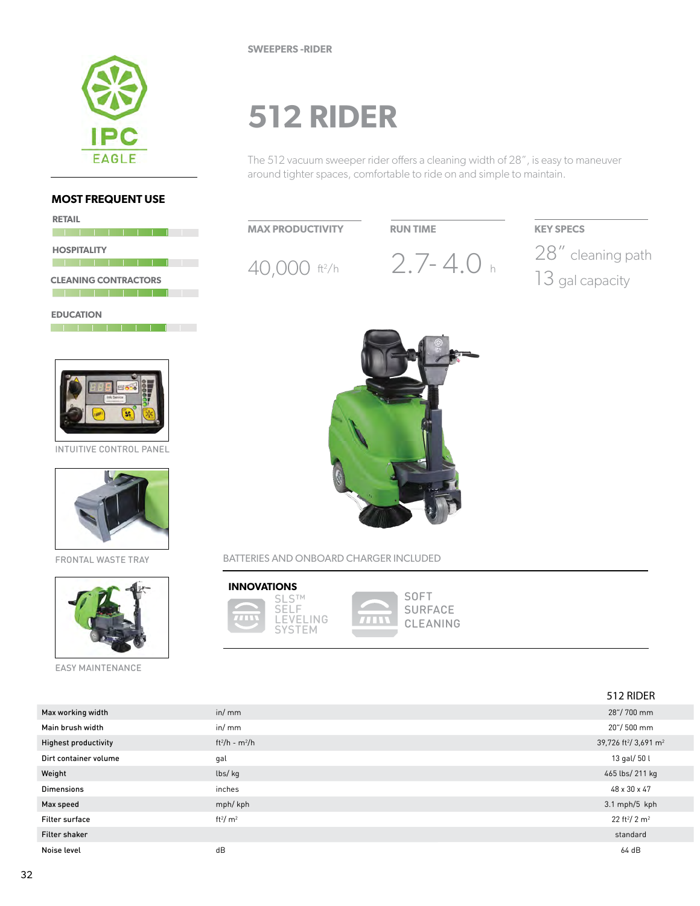SWEEPERS -RIDER

# 512 RIDER

The 512 vacuum sweeper rider offers a cleaning width of 28", is easy to maneuver around tighter spaces, comfortable to ride on and simple to maintain.

## MOST FREQUENT USE

- RETAIL
- HOSPITALITY
- CLEANING CONTRACTORS
- EDUCATION

### MAX PRODUCTIVITY

40,000 $ft^2/h$

### RUN TIME

2.7- 4.0 h

### KEY SPECS

28" cleaning path

13 gal capacity

INTUITIVE CONTROL PANEL

FRONTAL WASTE TRAY

EASY MAINTENANCE

BATTERIES AND ONBOARD CHARGER INCLUDED

### INNOVATIONS

- SLS™ SELF LEVELING SYSTEM
- SOFT SURFACE CLEANING

| | | 512 RIDER |
|---|---|---|
| Max working width | in/ mm | 28"/ 700 mm |
| Main brush width | in/ mm | 20"/ 500 mm |
| Highest productivity | $ft^2/h$ - $m^2/h$ | 39,726 $ft^2$/ 3,691 $m^2$ |
| Dirt container volume | gal | 13 gal/ 50 l |
| Weight | lbs/ kg | 465 lbs/ 211 kg |
| Dimensions | inches | 48 x 30 x 47 |
| Max speed | mph/ kph | 3.1 mph/5 kph |
| Filter surface | $ft^2$/ $m^2$ | 22 $ft^2$/ 2 $m^2$ |
| Filter shaker | | standard |
| Noise level | dB | 64 dB |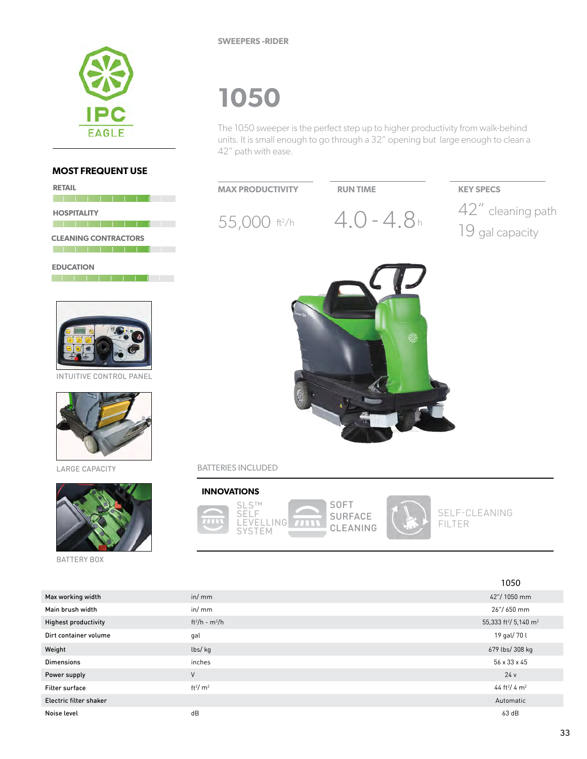SWEEPERS -RIDER

# 1050

The 1050 sweeper is the perfect step up to higher productivity from walk-behind units. It is small enough to go through a 32" opening but large enough to clean a 42" path with ease.

## MOST FREQUENT USE

RETAIL

HOSPITALITY

CLEANING CONTRACTORS

EDUCATION

**MAX PRODUCTIVITY**

55,000 ft²/h

**RUN TIME**

4.0 - 4.8 h

**KEY SPECS**

42" cleaning path

19 gal capacity

INTUITIVE CONTROL PANEL

LARGE CAPACITY

BATTERY BOX

BATTERIES INCLUDED

## INNOVATIONS

SLS™ SELF LEVELLING SYSTEM

SOFT SURFACE CLEANING

SELF-CLEANING FILTER

| | | 1050 |
|---|---|---|
| Max working width | in/ mm | 42"/ 1050 mm |
| Main brush width | in/ mm | 26"/ 650 mm |
| Highest productivity | ft²/h - m²/h | 55,333 ft²/ 5,140 m² |
| Dirt container volume | gal | 19 gal/ 70 l |
| Weight | lbs/ kg | 679 lbs/ 308 kg |
| Dimensions | inches | 56 x 33 x 45 |
| Power supply | V | 24 v |
| Filter surface | ft²/ m² | 44 ft²/ 4 m² |
| Electric filter shaker | | Automatic |
| Noise level | dB | 63 dB |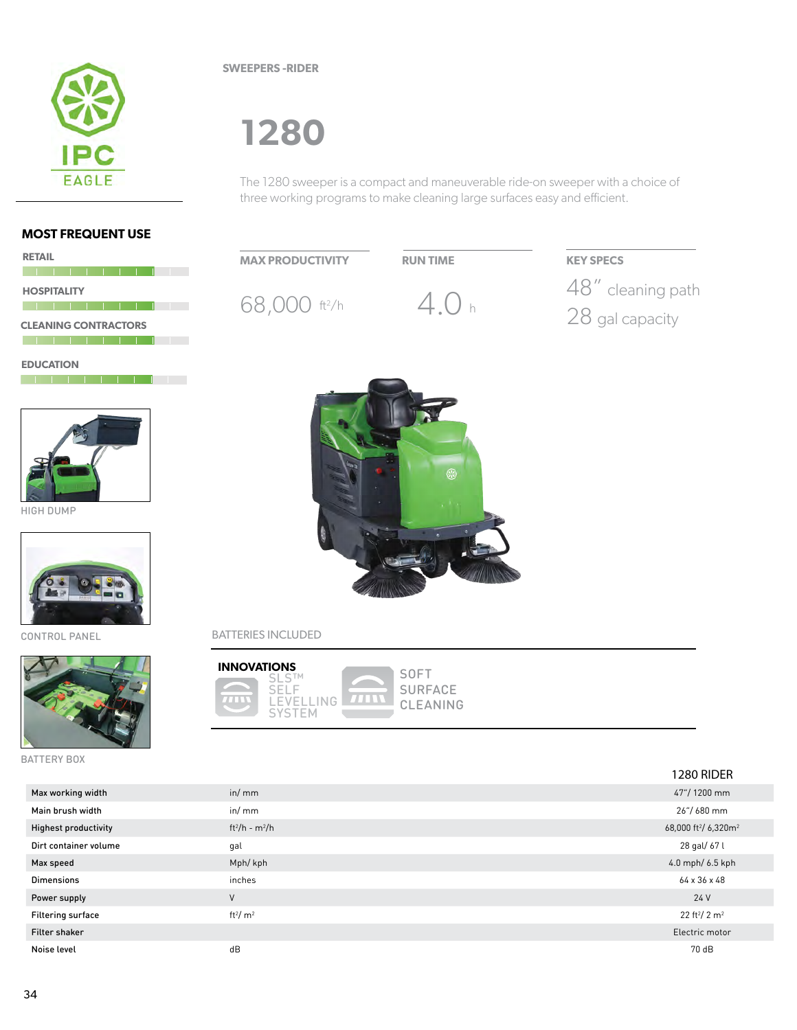SWEEPERS -RIDER

# 1280

The 1280 sweeper is a compact and maneuverable ride-on sweeper with a choice of three working programs to make cleaning large surfaces easy and efficient.

## MOST FREQUENT USE

RETAIL

HOSPITALITY

CLEANING CONTRACTORS

EDUCATION

**MAX PRODUCTIVITY**

68,000 ft²/h

**RUN TIME**

4.0 h

**KEY SPECS**

48″ cleaning path

28 gal capacity

HIGH DUMP

CONTROL PANEL

BATTERY BOX

BATTERIES INCLUDED

**INNOVATIONS**

SLS™ SELF LEVELLING SYSTEM

SOFT SURFACE CLEANING

| | | 1280 RIDER |
|---|---|---|
| Max working width | in/ mm | 47"/ 1200 mm |
| Main brush width | in/ mm | 26"/ 680 mm |
| Highest productivity | ft²/h - m²/h | 68,000 ft²/ 6,320m² |
| Dirt container volume | gal | 28 gal/ 67 l |
| Max speed | Mph/ kph | 4.0 mph/ 6.5 kph |
| Dimensions | inches | 64 x 36 x 48 |
| Power supply | V | 24 V |
| Filtering surface | ft²/ m² | 22 ft²/ 2 m² |
| Filter shaker | | Electric motor |
| Noise level | dB | 70 dB |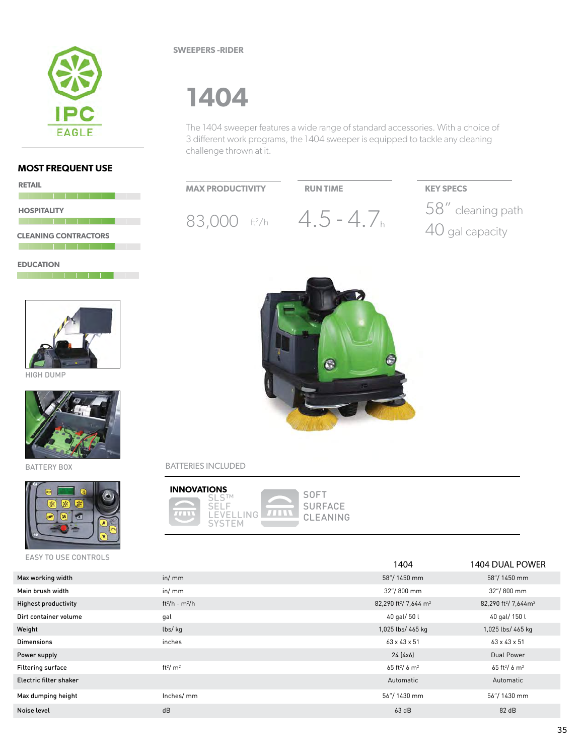SWEEPERS -RIDER

# 1404

The 1404 sweeper features a wide range of standard accessories. With a choice of 3 different work programs, the 1404 sweeper is equipped to tackle any cleaning challenge thrown at it.

**MOST FREQUENT USE**

RETAIL

HOSPITALITY

CLEANING CONTRACTORS

EDUCATION

**MAX PRODUCTIVITY**

83,000 ft²/h

**RUN TIME**

4.5 - 4.7 h

**KEY SPECS**

58" cleaning path

40 gal capacity

HIGH DUMP

BATTERY BOX

EASY TO USE CONTROLS

BATTERIES INCLUDED

**INNOVATIONS**

SLS™ SELF LEVELLING SYSTEM

SOFT SURFACE CLEANING

| | | 1404 | 1404 DUAL POWER |
|---|---|---|---|
| Max working width | in/ mm | 58"/ 1450 mm | 58"/ 1450 mm |
| Main brush width | in/ mm | 32"/ 800 mm | 32"/ 800 mm |
| Highest productivity | ft²/h - m²/h | 82,290 ft²/ 7,644 m² | 82,290 ft²/ 7,644m² |
| Dirt container volume | gal | 40 gal/ 50 l | 40 gal/ 150 l |
| Weight | lbs/ kg | 1,025 lbs/ 465 kg | 1,025 lbs/ 465 kg |
| Dimensions | inches | 63 x 43 x 51 | 63 x 43 x 51 |
| Power supply | | 24 (4x6) | Dual Power |
| Filtering surface | ft²/ m² | 65 ft²/ 6 m² | 65 ft²/ 6 m² |
| Electric filter shaker | | Automatic | Automatic |
| Max dumping height | Inches/ mm | 56"/ 1430 mm | 56"/ 1430 mm |
| Noise level | dB | 63 dB | 82 dB |